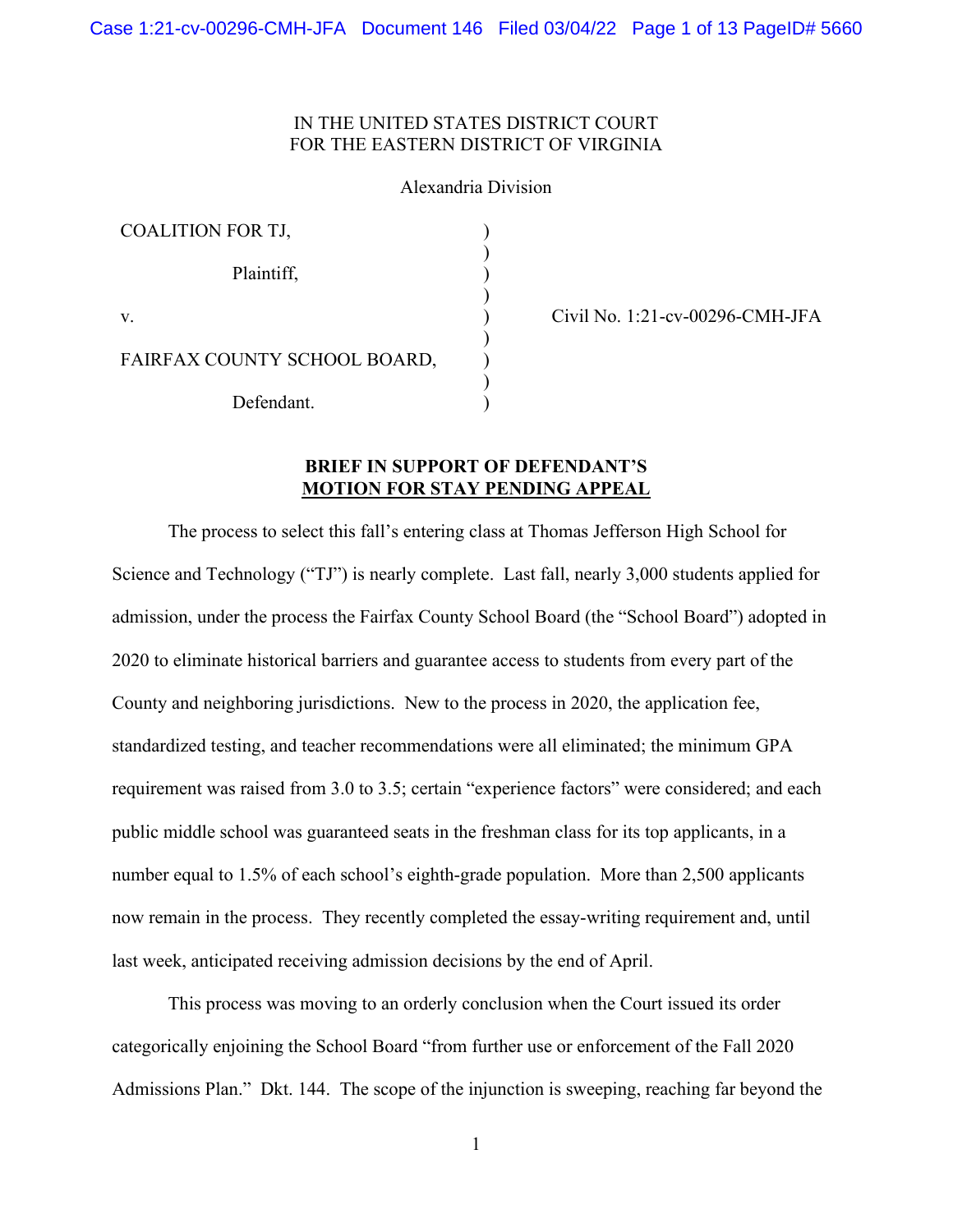IN THE UNITED STATES DISTRICT COURT
FOR THE EASTERN DISTRICT OF VIRGINIA

Alexandria Division

| | | |
|---|---|---|
| COALITION FOR TJ,<br><br>Plaintiff,<br><br>v.<br><br>FAIRFAX COUNTY SCHOOL BOARD,<br><br>Defendant. | ) | Civil No. 1:21-cv-00296-CMH-JFA |

**BRIEF IN SUPPORT OF DEFENDANT'S MOTION FOR STAY PENDING APPEAL**

The process to select this fall's entering class at Thomas Jefferson High School for Science and Technology ("TJ") is nearly complete. Last fall, nearly 3,000 students applied for admission, under the process the Fairfax County School Board (the "School Board") adopted in 2020 to eliminate historical barriers and guarantee access to students from every part of the County and neighboring jurisdictions. New to the process in 2020, the application fee, standardized testing, and teacher recommendations were all eliminated; the minimum GPA requirement was raised from 3.0 to 3.5; certain "experience factors" were considered; and each public middle school was guaranteed seats in the freshman class for its top applicants, in a number equal to 1.5% of each school's eighth-grade population. More than 2,500 applicants now remain in the process. They recently completed the essay-writing requirement and, until last week, anticipated receiving admission decisions by the end of April.

This process was moving to an orderly conclusion when the Court issued its order categorically enjoining the School Board "from further use or enforcement of the Fall 2020 Admissions Plan." Dkt. 144. The scope of the injunction is sweeping, reaching far beyond the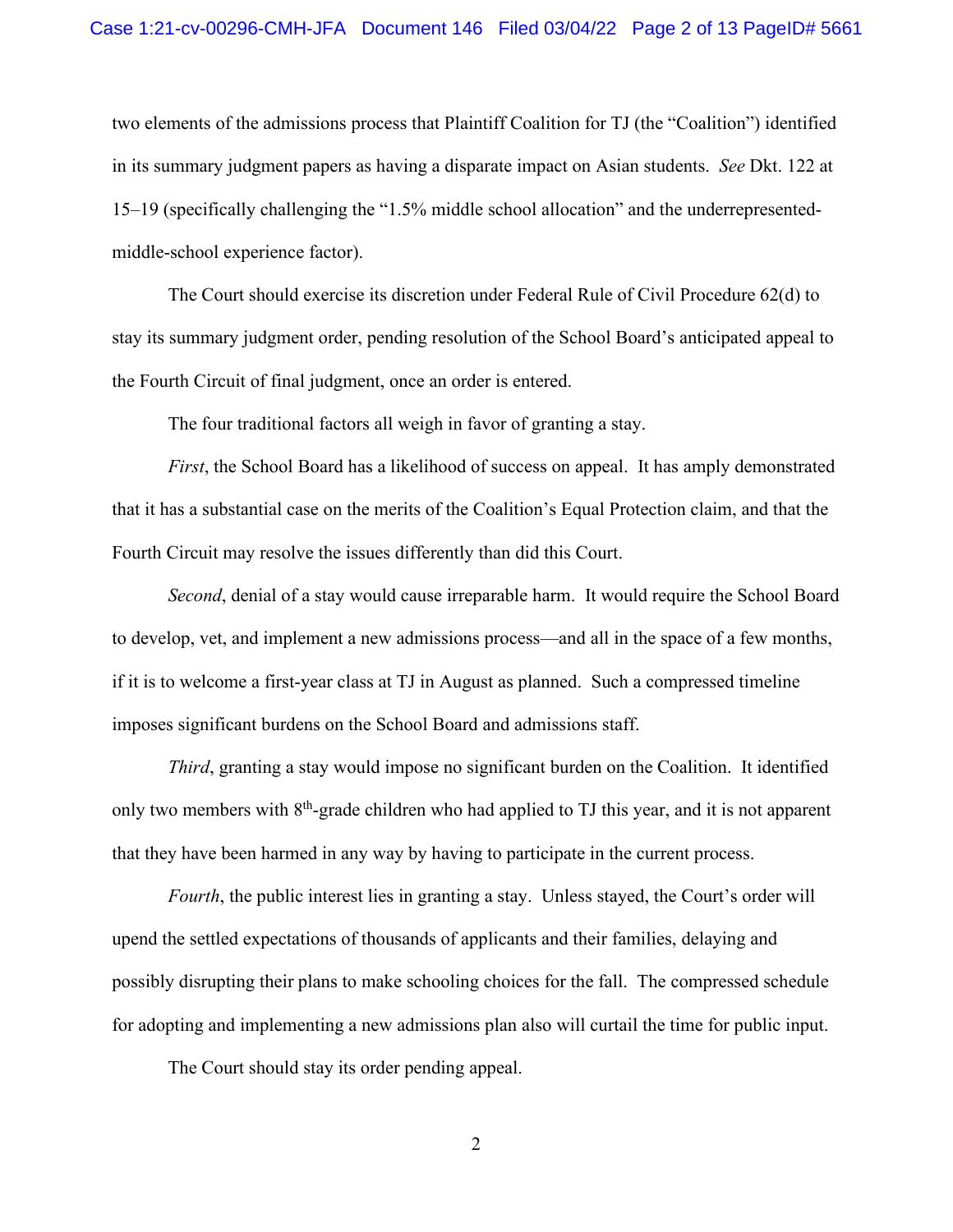two elements of the admissions process that Plaintiff Coalition for TJ (the "Coalition") identified in its summary judgment papers as having a disparate impact on Asian students. *See* Dkt. 122 at 15–19 (specifically challenging the "1.5% middle school allocation" and the underrepresented-middle-school experience factor).

The Court should exercise its discretion under Federal Rule of Civil Procedure 62(d) to stay its summary judgment order, pending resolution of the School Board's anticipated appeal to the Fourth Circuit of final judgment, once an order is entered.

The four traditional factors all weigh in favor of granting a stay.

*First*, the School Board has a likelihood of success on appeal. It has amply demonstrated that it has a substantial case on the merits of the Coalition's Equal Protection claim, and that the Fourth Circuit may resolve the issues differently than did this Court.

*Second*, denial of a stay would cause irreparable harm. It would require the School Board to develop, vet, and implement a new admissions process—and all in the space of a few months, if it is to welcome a first-year class at TJ in August as planned. Such a compressed timeline imposes significant burdens on the School Board and admissions staff.

*Third*, granting a stay would impose no significant burden on the Coalition. It identified only two members with 8th-grade children who had applied to TJ this year, and it is not apparent that they have been harmed in any way by having to participate in the current process.

*Fourth*, the public interest lies in granting a stay. Unless stayed, the Court's order will upend the settled expectations of thousands of applicants and their families, delaying and possibly disrupting their plans to make schooling choices for the fall. The compressed schedule for adopting and implementing a new admissions plan also will curtail the time for public input.

The Court should stay its order pending appeal.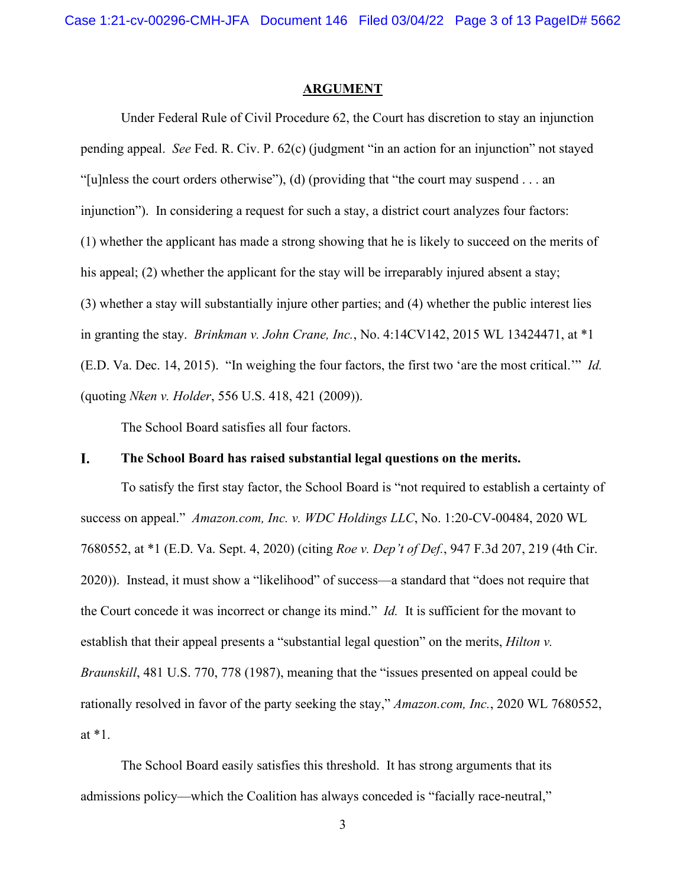## ARGUMENT

Under Federal Rule of Civil Procedure 62, the Court has discretion to stay an injunction pending appeal. *See* Fed. R. Civ. P. 62(c) (judgment "in an action for an injunction" not stayed "[u]nless the court orders otherwise"), (d) (providing that "the court may suspend . . . an injunction"). In considering a request for such a stay, a district court analyzes four factors: (1) whether the applicant has made a strong showing that he is likely to succeed on the merits of his appeal; (2) whether the applicant for the stay will be irreparably injured absent a stay; (3) whether a stay will substantially injure other parties; and (4) whether the public interest lies in granting the stay. *Brinkman v. John Crane, Inc.*, No. 4:14CV142, 2015 WL 13424471, at *1 (E.D. Va. Dec. 14, 2015). "In weighing the four factors, the first two 'are the most critical.'" *Id.* (quoting *Nken v. Holder*, 556 U.S. 418, 421 (2009)).

The School Board satisfies all four factors.

### I. The School Board has raised substantial legal questions on the merits.

To satisfy the first stay factor, the School Board is "not required to establish a certainty of success on appeal." *Amazon.com, Inc. v. WDC Holdings LLC*, No. 1:20-CV-00484, 2020 WL 7680552, at *1 (E.D. Va. Sept. 4, 2020) (citing *Roe v. Dep't of Def.*, 947 F.3d 207, 219 (4th Cir. 2020)). Instead, it must show a "likelihood" of success—a standard that "does not require that the Court concede it was incorrect or change its mind." *Id.* It is sufficient for the movant to establish that their appeal presents a "substantial legal question" on the merits, *Hilton v. Braunskill*, 481 U.S. 770, 778 (1987), meaning that the "issues presented on appeal could be rationally resolved in favor of the party seeking the stay," *Amazon.com, Inc.*, 2020 WL 7680552, at *1.

The School Board easily satisfies this threshold. It has strong arguments that its admissions policy—which the Coalition has always conceded is "facially race-neutral,"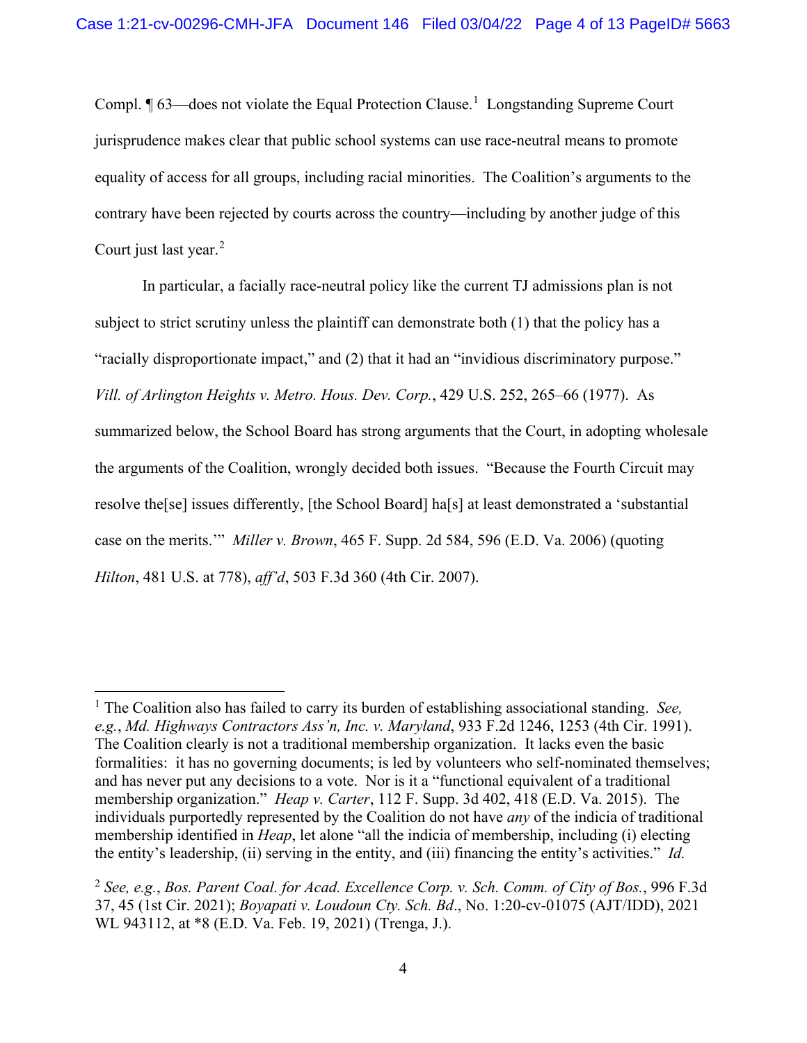Compl. ¶ 63—does not violate the Equal Protection Clause.[1] Longstanding Supreme Court jurisprudence makes clear that public school systems can use race-neutral means to promote equality of access for all groups, including racial minorities. The Coalition's arguments to the contrary have been rejected by courts across the country—including by another judge of this Court just last year.[2]

In particular, a facially race-neutral policy like the current TJ admissions plan is not subject to strict scrutiny unless the plaintiff can demonstrate both (1) that the policy has a "racially disproportionate impact," and (2) that it had an "invidious discriminatory purpose." *Vill. of Arlington Heights v. Metro. Hous. Dev. Corp.*, 429 U.S. 252, 265–66 (1977). As summarized below, the School Board has strong arguments that the Court, in adopting wholesale the arguments of the Coalition, wrongly decided both issues. "Because the Fourth Circuit may resolve the[se] issues differently, [the School Board] ha[s] at least demonstrated a 'substantial case on the merits.'" *Miller v. Brown*, 465 F. Supp. 2d 584, 596 (E.D. Va. 2006) (quoting *Hilton*, 481 U.S. at 778), *aff'd*, 503 F.3d 360 (4th Cir. 2007).

---

[1] The Coalition also has failed to carry its burden of establishing associational standing. *See, e.g.*, *Md. Highways Contractors Ass'n, Inc. v. Maryland*, 933 F.2d 1246, 1253 (4th Cir. 1991). The Coalition clearly is not a traditional membership organization. It lacks even the basic formalities: it has no governing documents; is led by volunteers who self-nominated themselves; and has never put any decisions to a vote. Nor is it a "functional equivalent of a traditional membership organization." *Heap v. Carter*, 112 F. Supp. 3d 402, 418 (E.D. Va. 2015). The individuals purportedly represented by the Coalition do not have *any* of the indicia of traditional membership identified in *Heap*, let alone "all the indicia of membership, including (i) electing the entity's leadership, (ii) serving in the entity, and (iii) financing the entity's activities." *Id.*

[2] *See, e.g.*, *Bos. Parent Coal. for Acad. Excellence Corp. v. Sch. Comm. of City of Bos.*, 996 F.3d 37, 45 (1st Cir. 2021); *Boyapati v. Loudoun Cty. Sch. Bd*., No. 1:20-cv-01075 (AJT/IDD), 2021 WL 943112, at *8 (E.D. Va. Feb. 19, 2021) (Trenga, J.).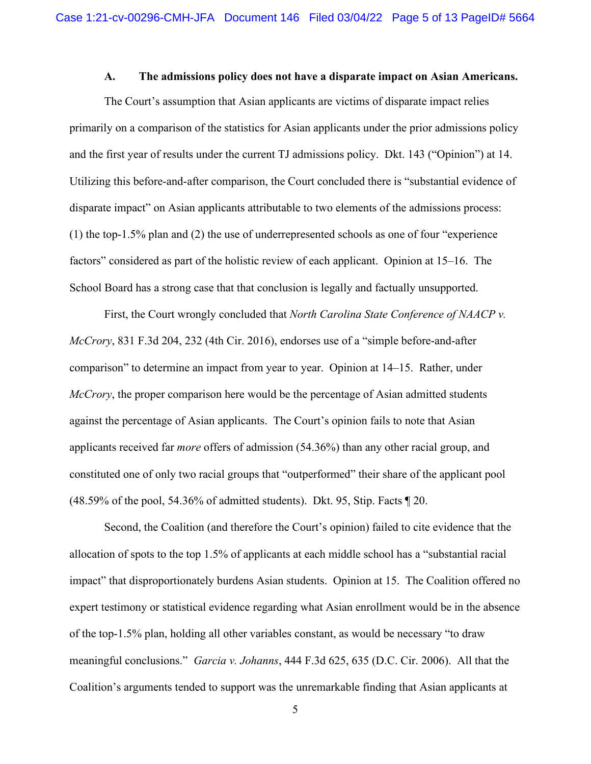### A. The admissions policy does not have a disparate impact on Asian Americans.

The Court's assumption that Asian applicants are victims of disparate impact relies primarily on a comparison of the statistics for Asian applicants under the prior admissions policy and the first year of results under the current TJ admissions policy. Dkt. 143 ("Opinion") at 14. Utilizing this before-and-after comparison, the Court concluded there is "substantial evidence of disparate impact" on Asian applicants attributable to two elements of the admissions process: (1) the top-1.5% plan and (2) the use of underrepresented schools as one of four "experience factors" considered as part of the holistic review of each applicant. Opinion at 15–16. The School Board has a strong case that that conclusion is legally and factually unsupported.

First, the Court wrongly concluded that *North Carolina State Conference of NAACP v. McCrory*, 831 F.3d 204, 232 (4th Cir. 2016), endorses use of a "simple before-and-after comparison" to determine an impact from year to year. Opinion at 14–15. Rather, under *McCrory*, the proper comparison here would be the percentage of Asian admitted students against the percentage of Asian applicants. The Court's opinion fails to note that Asian applicants received far *more* offers of admission (54.36%) than any other racial group, and constituted one of only two racial groups that "outperformed" their share of the applicant pool (48.59% of the pool, 54.36% of admitted students). Dkt. 95, Stip. Facts ¶ 20.

Second, the Coalition (and therefore the Court's opinion) failed to cite evidence that the allocation of spots to the top 1.5% of applicants at each middle school has a "substantial racial impact" that disproportionately burdens Asian students. Opinion at 15. The Coalition offered no expert testimony or statistical evidence regarding what Asian enrollment would be in the absence of the top-1.5% plan, holding all other variables constant, as would be necessary "to draw meaningful conclusions." *Garcia v. Johanns*, 444 F.3d 625, 635 (D.C. Cir. 2006). All that the Coalition's arguments tended to support was the unremarkable finding that Asian applicants at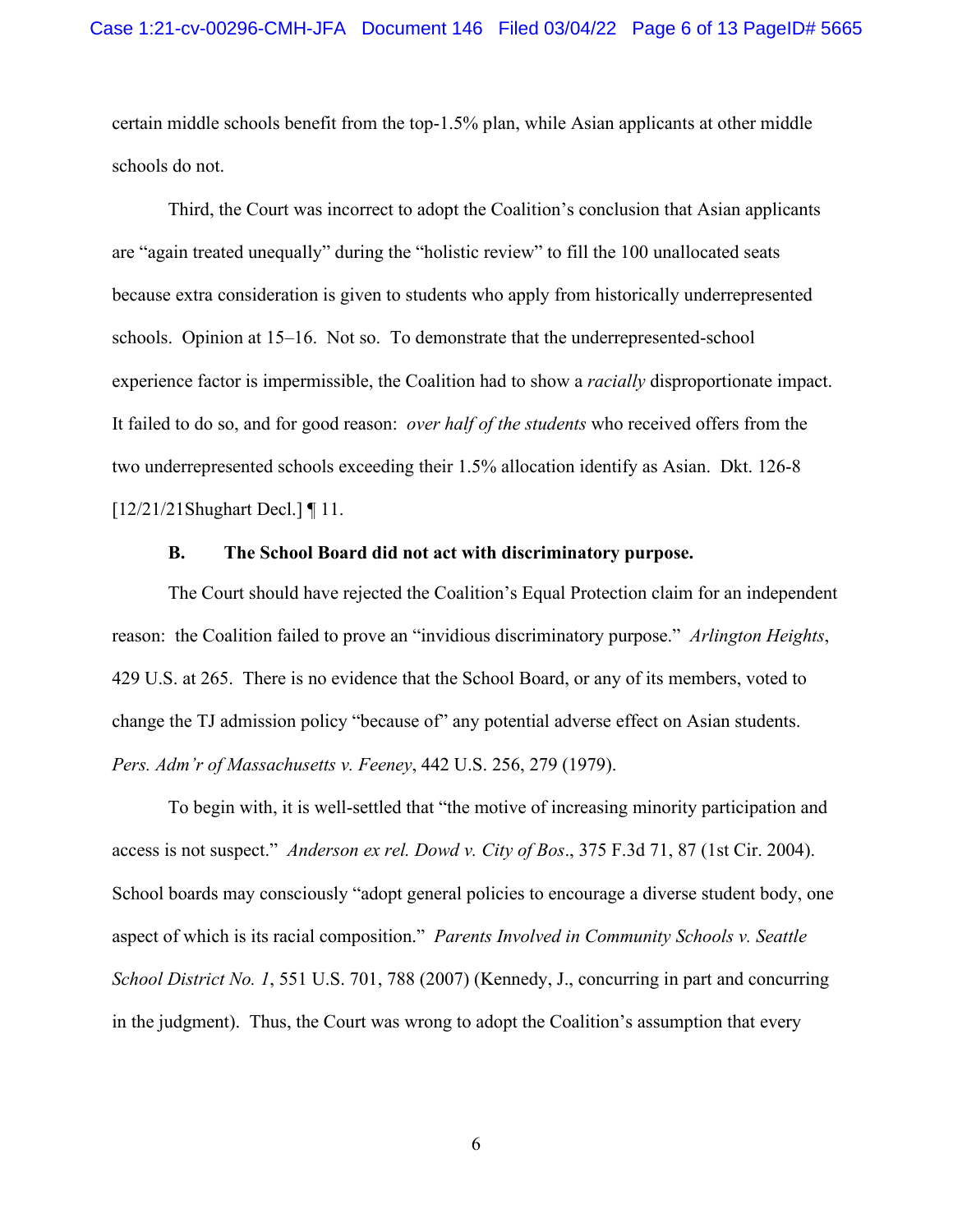certain middle schools benefit from the top-1.5% plan, while Asian applicants at other middle schools do not.

Third, the Court was incorrect to adopt the Coalition's conclusion that Asian applicants are "again treated unequally" during the "holistic review" to fill the 100 unallocated seats because extra consideration is given to students who apply from historically underrepresented schools. Opinion at 15–16. Not so. To demonstrate that the underrepresented-school experience factor is impermissible, the Coalition had to show a *racially* disproportionate impact. It failed to do so, and for good reason: *over half of the students* who received offers from the two underrepresented schools exceeding their 1.5% allocation identify as Asian. Dkt. 126-8 [12/21/21Shughart Decl.] ¶ 11.

**B. The School Board did not act with discriminatory purpose.**

The Court should have rejected the Coalition's Equal Protection claim for an independent reason: the Coalition failed to prove an "invidious discriminatory purpose." *Arlington Heights*, 429 U.S. at 265. There is no evidence that the School Board, or any of its members, voted to change the TJ admission policy "because of" any potential adverse effect on Asian students. *Pers. Adm'r of Massachusetts v. Feeney*, 442 U.S. 256, 279 (1979).

To begin with, it is well-settled that "the motive of increasing minority participation and access is not suspect." *Anderson ex rel. Dowd v. City of Bos*., 375 F.3d 71, 87 (1st Cir. 2004). School boards may consciously "adopt general policies to encourage a diverse student body, one aspect of which is its racial composition." *Parents Involved in Community Schools v. Seattle School District No. 1*, 551 U.S. 701, 788 (2007) (Kennedy, J., concurring in part and concurring in the judgment). Thus, the Court was wrong to adopt the Coalition's assumption that every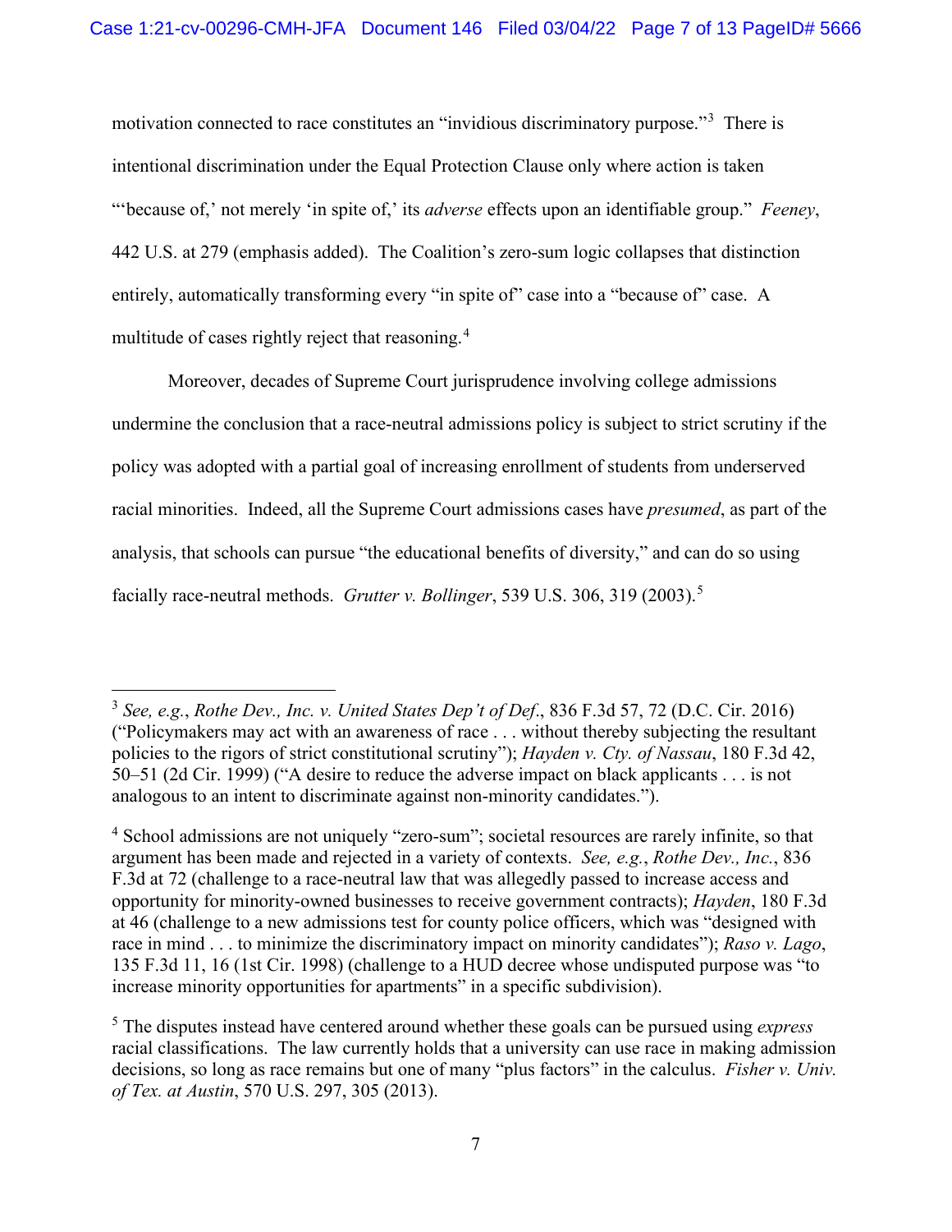motivation connected to race constitutes an "invidious discriminatory purpose."[3] There is intentional discrimination under the Equal Protection Clause only where action is taken "'because of,' not merely 'in spite of,' its *adverse* effects upon an identifiable group." *Feeney*, 442 U.S. at 279 (emphasis added). The Coalition's zero-sum logic collapses that distinction entirely, automatically transforming every "in spite of" case into a "because of" case. A multitude of cases rightly reject that reasoning.[4]

Moreover, decades of Supreme Court jurisprudence involving college admissions undermine the conclusion that a race-neutral admissions policy is subject to strict scrutiny if the policy was adopted with a partial goal of increasing enrollment of students from underserved racial minorities. Indeed, all the Supreme Court admissions cases have *presumed*, as part of the analysis, that schools can pursue "the educational benefits of diversity," and can do so using facially race-neutral methods. *Grutter v. Bollinger*, 539 U.S. 306, 319 (2003).[5]

---

[3] *See, e.g.*, *Rothe Dev., Inc. v. United States Dep't of Def.*, 836 F.3d 57, 72 (D.C. Cir. 2016) ("Policymakers may act with an awareness of race . . . without thereby subjecting the resultant policies to the rigors of strict constitutional scrutiny"); *Hayden v. Cty. of Nassau*, 180 F.3d 42, 50–51 (2d Cir. 1999) ("A desire to reduce the adverse impact on black applicants . . . is not analogous to an intent to discriminate against non-minority candidates.").

[4] School admissions are not uniquely "zero-sum"; societal resources are rarely infinite, so that argument has been made and rejected in a variety of contexts. *See, e.g.*, *Rothe Dev., Inc.*, 836 F.3d at 72 (challenge to a race-neutral law that was allegedly passed to increase access and opportunity for minority-owned businesses to receive government contracts); *Hayden*, 180 F.3d at 46 (challenge to a new admissions test for county police officers, which was "designed with race in mind . . . to minimize the discriminatory impact on minority candidates"); *Raso v. Lago*, 135 F.3d 11, 16 (1st Cir. 1998) (challenge to a HUD decree whose undisputed purpose was "to increase minority opportunities for apartments" in a specific subdivision).

[5] The disputes instead have centered around whether these goals can be pursued using *express* racial classifications. The law currently holds that a university can use race in making admission decisions, so long as race remains but one of many "plus factors" in the calculus. *Fisher v. Univ. of Tex. at Austin*, 570 U.S. 297, 305 (2013).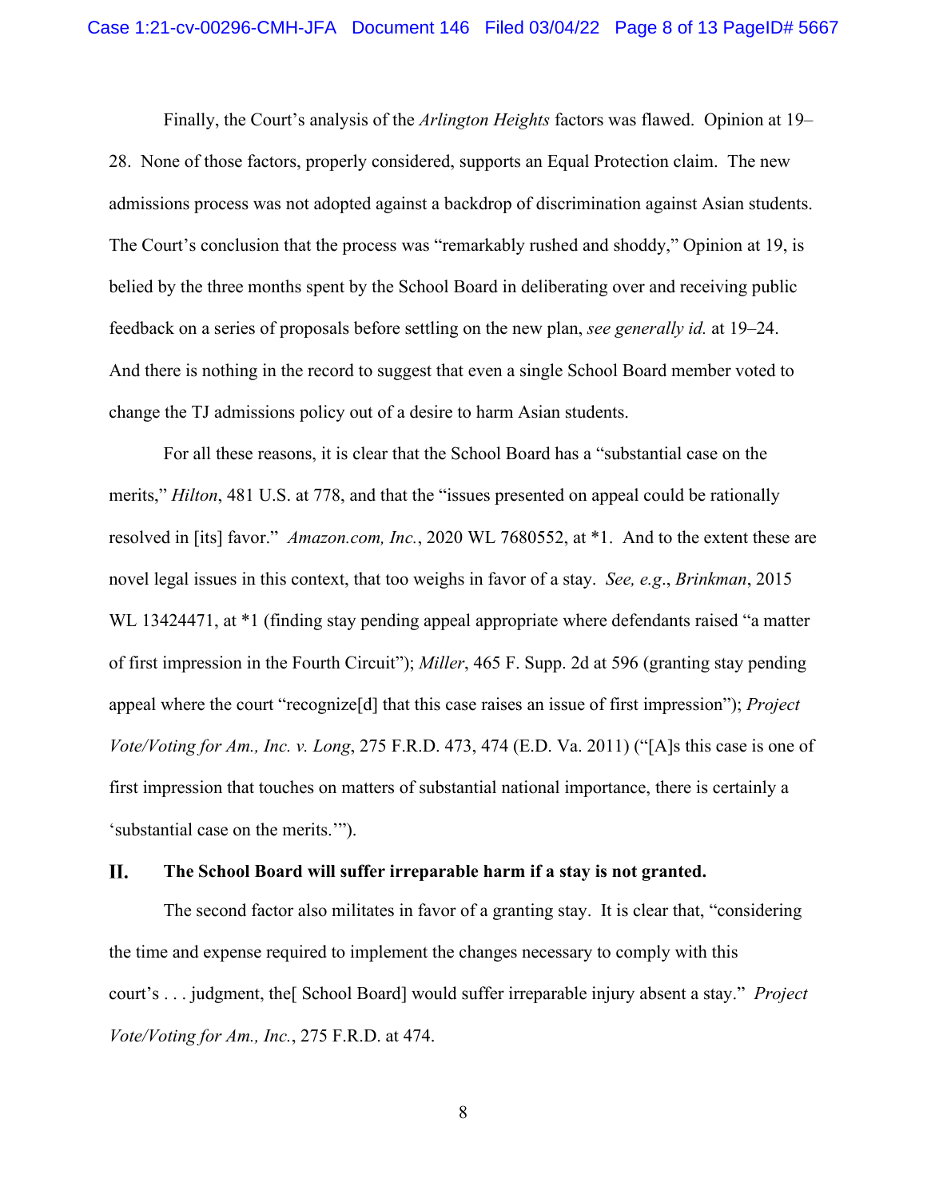Finally, the Court's analysis of the *Arlington Heights* factors was flawed. Opinion at 19–28. None of those factors, properly considered, supports an Equal Protection claim. The new admissions process was not adopted against a backdrop of discrimination against Asian students. The Court's conclusion that the process was "remarkably rushed and shoddy," Opinion at 19, is belied by the three months spent by the School Board in deliberating over and receiving public feedback on a series of proposals before settling on the new plan, *see generally id.* at 19–24. And there is nothing in the record to suggest that even a single School Board member voted to change the TJ admissions policy out of a desire to harm Asian students.

For all these reasons, it is clear that the School Board has a "substantial case on the merits," *Hilton*, 481 U.S. at 778, and that the "issues presented on appeal could be rationally resolved in [its] favor." *Amazon.com, Inc.*, 2020 WL 7680552, at *1. And to the extent these are novel legal issues in this context, that too weighs in favor of a stay. *See, e.g.*, *Brinkman*, 2015 WL 13424471, at *1 (finding stay pending appeal appropriate where defendants raised "a matter of first impression in the Fourth Circuit"); *Miller*, 465 F. Supp. 2d at 596 (granting stay pending appeal where the court "recognize[d] that this case raises an issue of first impression"); *Project Vote/Voting for Am., Inc. v. Long*, 275 F.R.D. 473, 474 (E.D. Va. 2011) ("[A]s this case is one of first impression that touches on matters of substantial national importance, there is certainly a 'substantial case on the merits.'").

## II. The School Board will suffer irreparable harm if a stay is not granted.

The second factor also militates in favor of a granting stay. It is clear that, "considering the time and expense required to implement the changes necessary to comply with this court's . . . judgment, the[ School Board] would suffer irreparable injury absent a stay." *Project Vote/Voting for Am., Inc.*, 275 F.R.D. at 474.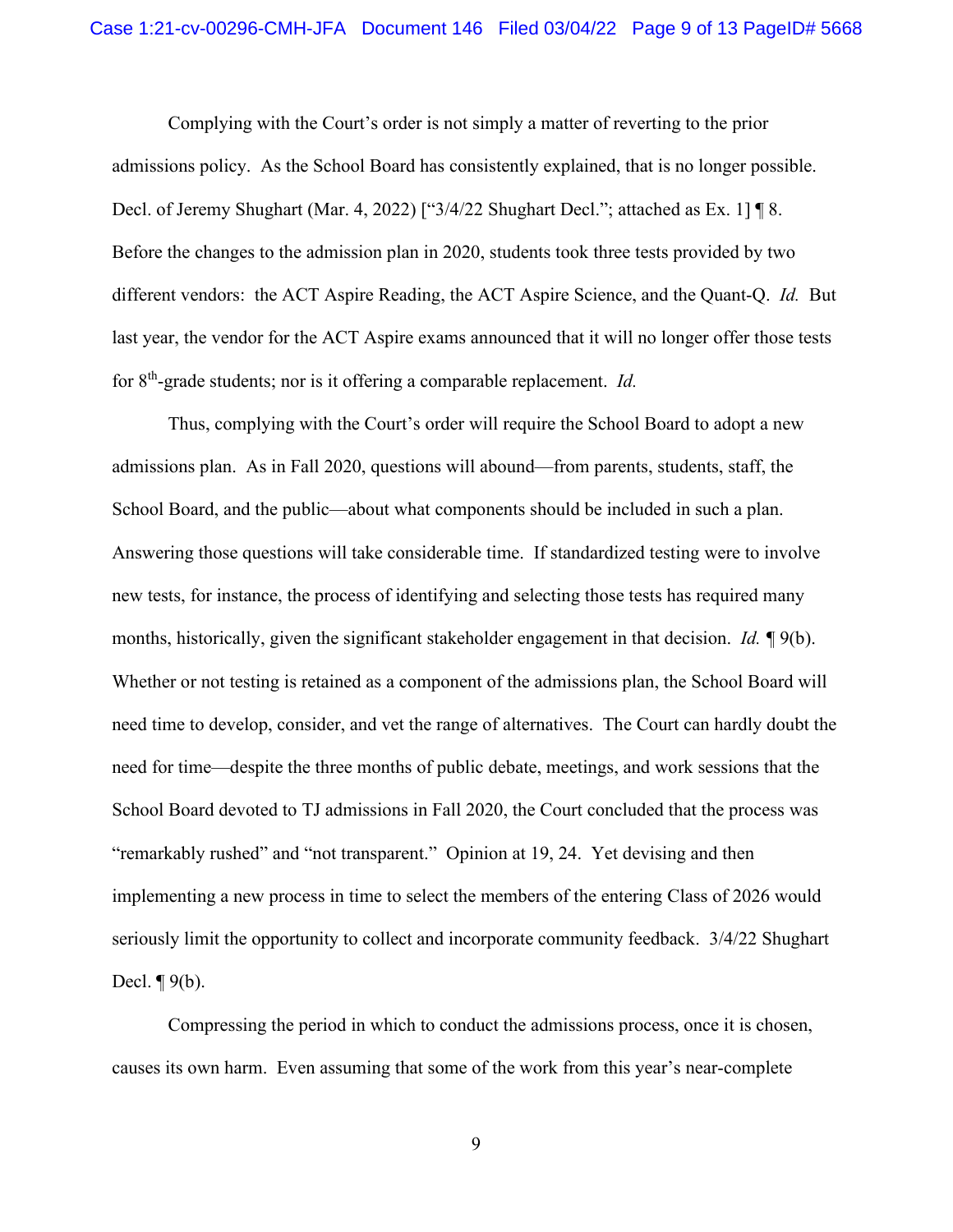Complying with the Court's order is not simply a matter of reverting to the prior admissions policy. As the School Board has consistently explained, that is no longer possible. Decl. of Jeremy Shughart (Mar. 4, 2022) ["3/4/22 Shughart Decl."; attached as Ex. 1] ¶ 8. Before the changes to the admission plan in 2020, students took three tests provided by two different vendors: the ACT Aspire Reading, the ACT Aspire Science, and the Quant-Q. *Id.* But last year, the vendor for the ACT Aspire exams announced that it will no longer offer those tests for 8th-grade students; nor is it offering a comparable replacement. *Id.*

Thus, complying with the Court's order will require the School Board to adopt a new admissions plan. As in Fall 2020, questions will abound—from parents, students, staff, the School Board, and the public—about what components should be included in such a plan. Answering those questions will take considerable time. If standardized testing were to involve new tests, for instance, the process of identifying and selecting those tests has required many months, historically, given the significant stakeholder engagement in that decision. *Id.* ¶ 9(b). Whether or not testing is retained as a component of the admissions plan, the School Board will need time to develop, consider, and vet the range of alternatives. The Court can hardly doubt the need for time—despite the three months of public debate, meetings, and work sessions that the School Board devoted to TJ admissions in Fall 2020, the Court concluded that the process was "remarkably rushed" and "not transparent." Opinion at 19, 24. Yet devising and then implementing a new process in time to select the members of the entering Class of 2026 would seriously limit the opportunity to collect and incorporate community feedback. 3/4/22 Shughart Decl. ¶ 9(b).

Compressing the period in which to conduct the admissions process, once it is chosen, causes its own harm. Even assuming that some of the work from this year's near-complete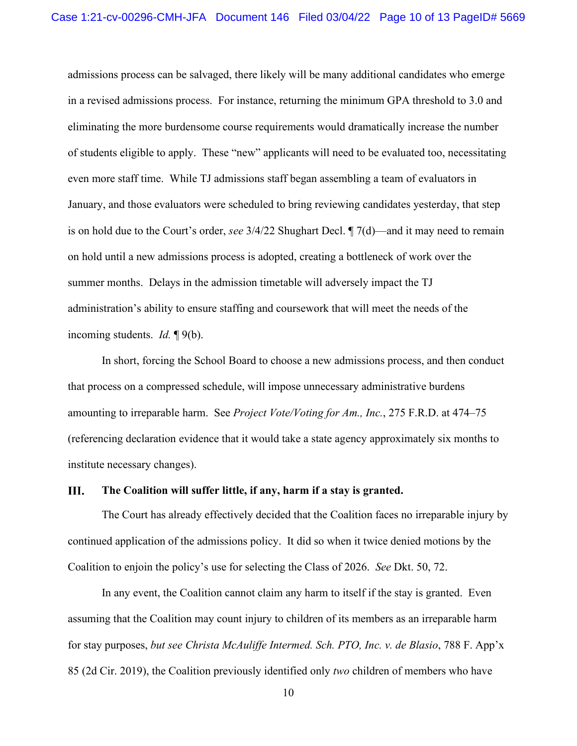admissions process can be salvaged, there likely will be many additional candidates who emerge in a revised admissions process. For instance, returning the minimum GPA threshold to 3.0 and eliminating the more burdensome course requirements would dramatically increase the number of students eligible to apply. These "new" applicants will need to be evaluated too, necessitating even more staff time. While TJ admissions staff began assembling a team of evaluators in January, and those evaluators were scheduled to bring reviewing candidates yesterday, that step is on hold due to the Court's order, *see* 3/4/22 Shughart Decl. ¶ 7(d)—and it may need to remain on hold until a new admissions process is adopted, creating a bottleneck of work over the summer months. Delays in the admission timetable will adversely impact the TJ administration's ability to ensure staffing and coursework that will meet the needs of the incoming students. *Id.* ¶ 9(b).

In short, forcing the School Board to choose a new admissions process, and then conduct that process on a compressed schedule, will impose unnecessary administrative burdens amounting to irreparable harm. See *Project Vote/Voting for Am., Inc.*, 275 F.R.D. at 474–75 (referencing declaration evidence that it would take a state agency approximately six months to institute necessary changes).

## III. The Coalition will suffer little, if any, harm if a stay is granted.

The Court has already effectively decided that the Coalition faces no irreparable injury by continued application of the admissions policy. It did so when it twice denied motions by the Coalition to enjoin the policy's use for selecting the Class of 2026. *See* Dkt. 50, 72.

In any event, the Coalition cannot claim any harm to itself if the stay is granted. Even assuming that the Coalition may count injury to children of its members as an irreparable harm for stay purposes, *but see Christa McAuliffe Intermed. Sch. PTO, Inc. v. de Blasio*, 788 F. App'x 85 (2d Cir. 2019), the Coalition previously identified only *two* children of members who have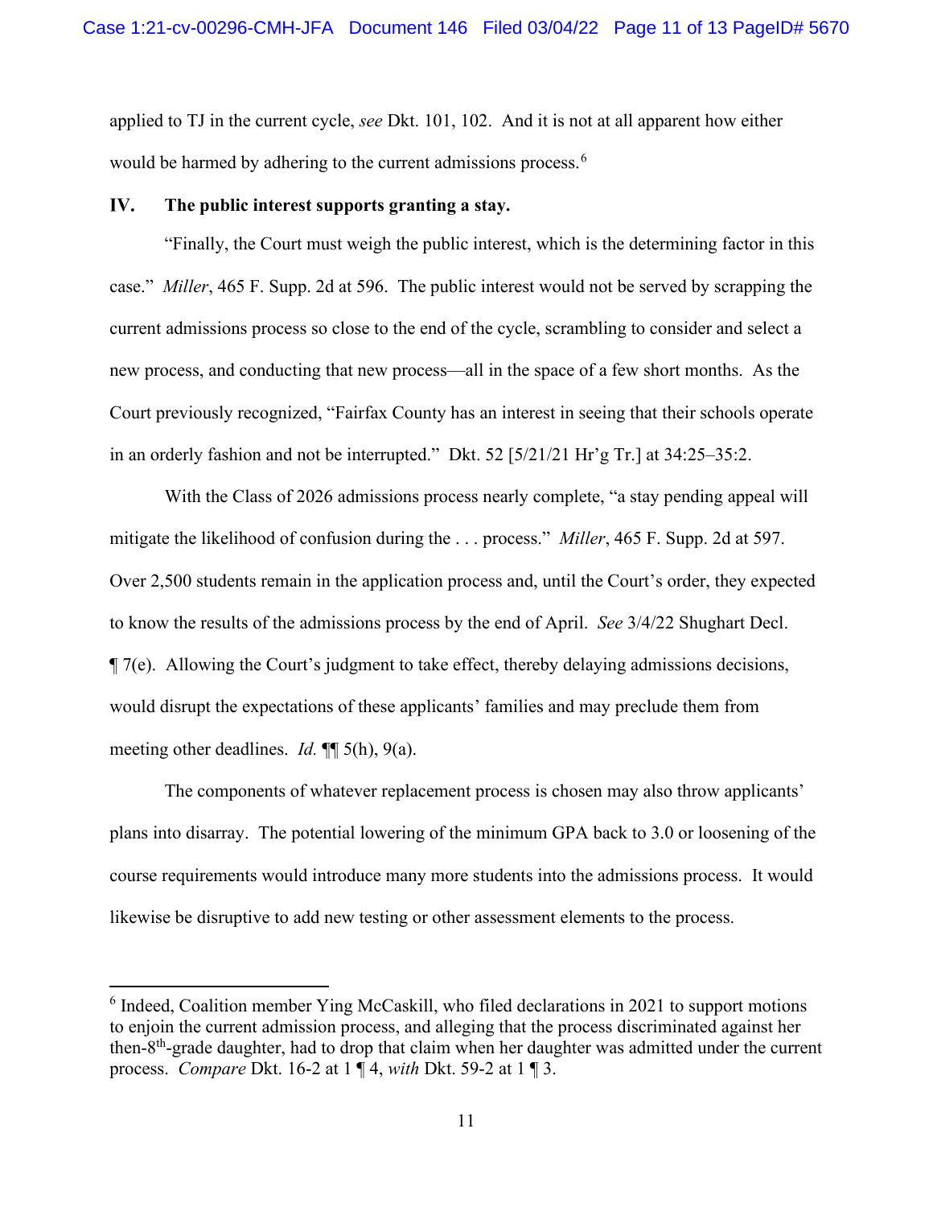applied to TJ in the current cycle, *see* Dkt. 101, 102. And it is not at all apparent how either would be harmed by adhering to the current admissions process.[6]

## IV. The public interest supports granting a stay.

"Finally, the Court must weigh the public interest, which is the determining factor in this case." *Miller*, 465 F. Supp. 2d at 596. The public interest would not be served by scrapping the current admissions process so close to the end of the cycle, scrambling to consider and select a new process, and conducting that new process—all in the space of a few short months. As the Court previously recognized, "Fairfax County has an interest in seeing that their schools operate in an orderly fashion and not be interrupted." Dkt. 52 [5/21/21 Hr'g Tr.] at 34:25–35:2.

With the Class of 2026 admissions process nearly complete, "a stay pending appeal will mitigate the likelihood of confusion during the . . . process." *Miller*, 465 F. Supp. 2d at 597. Over 2,500 students remain in the application process and, until the Court's order, they expected to know the results of the admissions process by the end of April. *See* 3/4/22 Shughart Decl. ¶ 7(e). Allowing the Court's judgment to take effect, thereby delaying admissions decisions, would disrupt the expectations of these applicants' families and may preclude them from meeting other deadlines. *Id.* ¶¶ 5(h), 9(a).

The components of whatever replacement process is chosen may also throw applicants' plans into disarray. The potential lowering of the minimum GPA back to 3.0 or loosening of the course requirements would introduce many more students into the admissions process. It would likewise be disruptive to add new testing or other assessment elements to the process.

---

[6] Indeed, Coalition member Ying McCaskill, who filed declarations in 2021 to support motions to enjoin the current admission process, and alleging that the process discriminated against her then-8th-grade daughter, had to drop that claim when her daughter was admitted under the current process. *Compare* Dkt. 16-2 at 1 ¶ 4, *with* Dkt. 59-2 at 1 ¶ 3.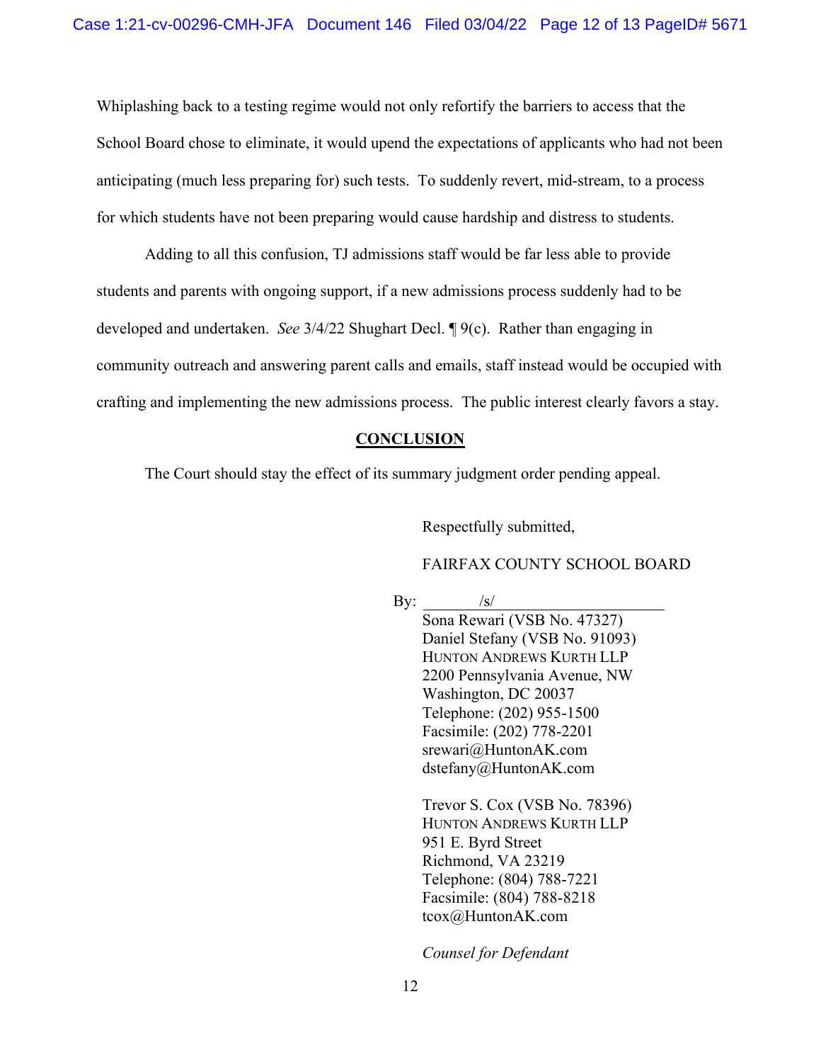Whiplashing back to a testing regime would not only refortify the barriers to access that the School Board chose to eliminate, it would upend the expectations of applicants who had not been anticipating (much less preparing for) such tests. To suddenly revert, mid-stream, to a process for which students have not been preparing would cause hardship and distress to students.

Adding to all this confusion, TJ admissions staff would be far less able to provide students and parents with ongoing support, if a new admissions process suddenly had to be developed and undertaken. *See* 3/4/22 Shughart Decl. ¶ 9(c). Rather than engaging in community outreach and answering parent calls and emails, staff instead would be occupied with crafting and implementing the new admissions process. The public interest clearly favors a stay.

## CONCLUSION

The Court should stay the effect of its summary judgment order pending appeal.

Respectfully submitted,

FAIRFAX COUNTY SCHOOL BOARD

By: /s/

Sona Rewari (VSB No. 47327)
Daniel Stefany (VSB No. 91093)
HUNTON ANDREWS KURTH LLP
2200 Pennsylvania Avenue, NW
Washington, DC 20037
Telephone: (202) 955-1500
Facsimile: (202) 778-2201
srewari@HuntonAK.com
dstefany@HuntonAK.com

Trevor S. Cox (VSB No. 78396)
HUNTON ANDREWS KURTH LLP
951 E. Byrd Street
Richmond, VA 23219
Telephone: (804) 788-7221
Facsimile: (804) 788-8218
tcox@HuntonAK.com

*Counsel for Defendant*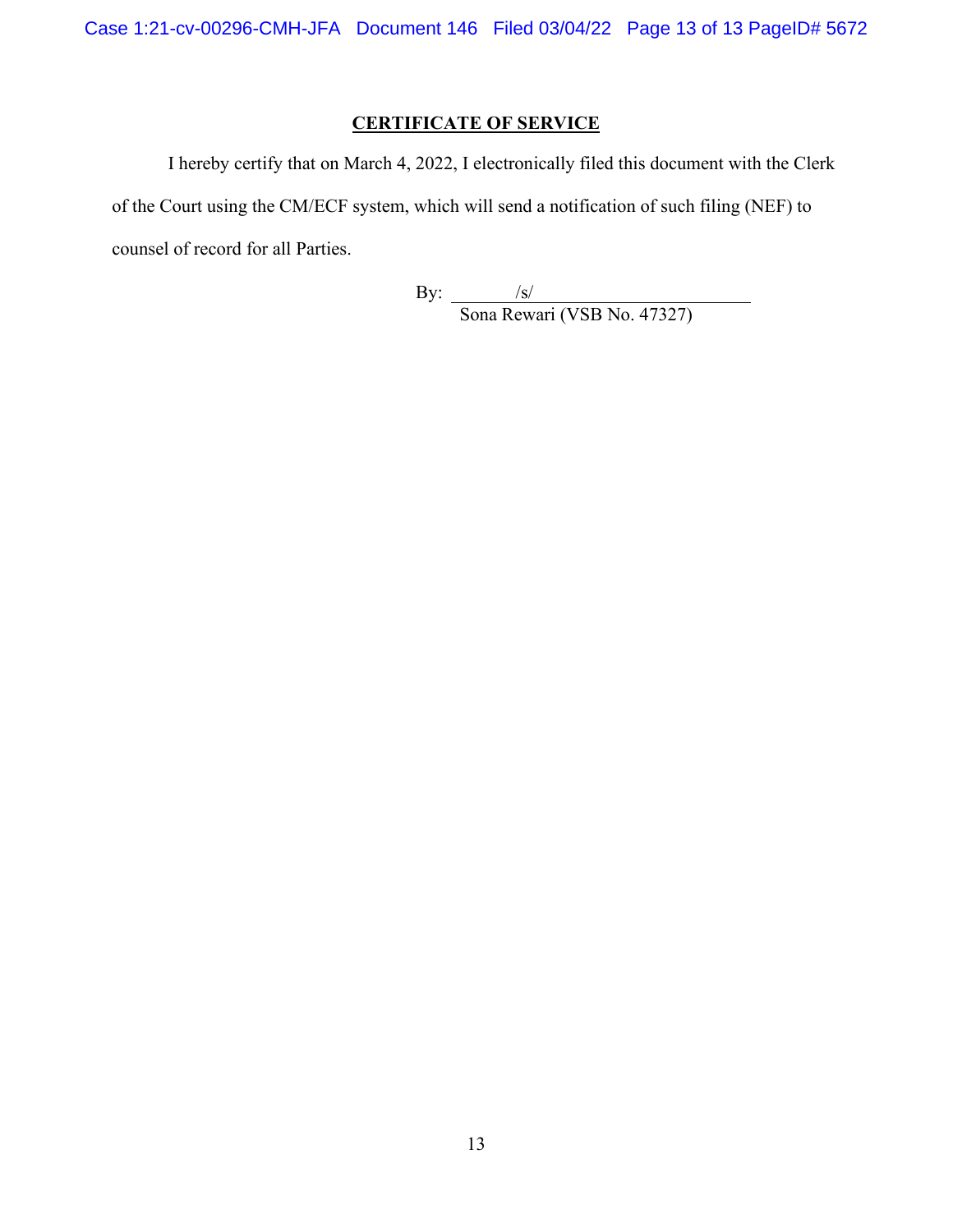**CERTIFICATE OF SERVICE**

I hereby certify that on March 4, 2022, I electronically filed this document with the Clerk of the Court using the CM/ECF system, which will send a notification of such filing (NEF) to counsel of record for all Parties.

By: /s/
Sona Rewari (VSB No. 47327)